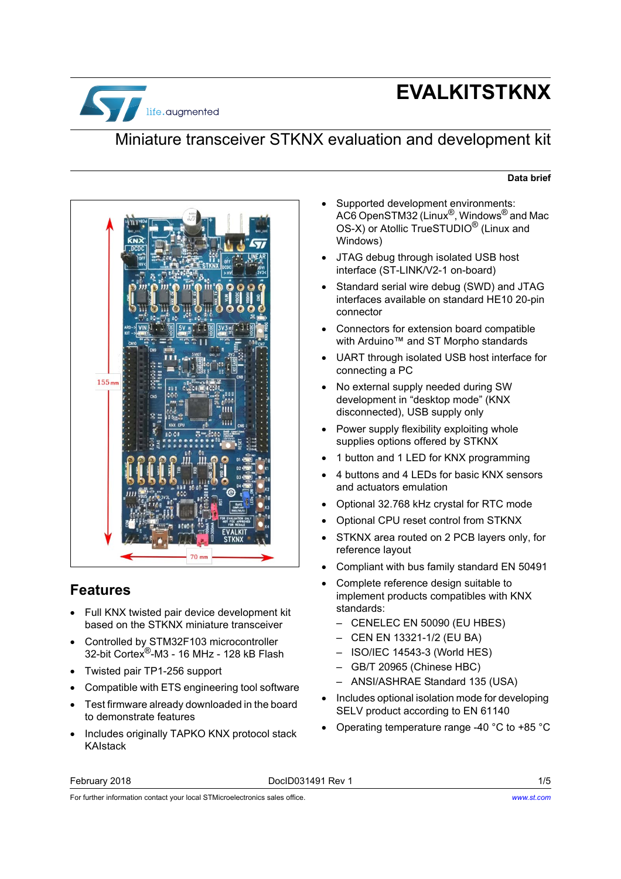# EVALKITSTKNX

## Miniature transceiver STKNX evaluation and development kit

**Data brief**

## Features

- Full KNX twisted pair device development kit based on the STKNX miniature transceiver
- Controlled by STM32F103 microcontroller 32-bit Cortex®-M3 - 16 MHz - 128 kB Flash
- Twisted pair TP1-256 support
- Compatible with ETS engineering tool software
- Test firmware already downloaded in the board to demonstrate features
- Includes originally TAPKO KNX protocol stack KAIstack
- Supported development environments: AC6 OpenSTM32 (Linux®, Windows® and Mac OS-X) or Atollic TrueSTUDIO® (Linux and Windows)
- JTAG debug through isolated USB host interface (ST-LINK/V2-1 on-board)
- Standard serial wire debug (SWD) and JTAG interfaces available on standard HE10 20-pin connector
- Connectors for extension board compatible with Arduino™ and ST Morpho standards
- UART through isolated USB host interface for connecting a PC
- No external supply needed during SW development in "desktop mode" (KNX disconnected), USB supply only
- Power supply flexibility exploiting whole supplies options offered by STKNX
- 1 button and 1 LED for KNX programming
- 4 buttons and 4 LEDs for basic KNX sensors and actuators emulation
- Optional 32.768 kHz crystal for RTC mode
- Optional CPU reset control from STKNX
- STKNX area routed on 2 PCB layers only, for reference layout
- Compliant with bus family standard EN 50491
- Complete reference design suitable to implement products compatibles with KNX standards:
  - CENELEC EN 50090 (EU HBES)
  - CEN EN 13321-1/2 (EU BA)
  - ISO/IEC 14543-3 (World HES)
  - GB/T 20965 (Chinese HBC)
  - ANSI/ASHRAE Standard 135 (USA)
- Includes optional isolation mode for developing SELV product according to EN 61140
- Operating temperature range -40 °C to +85 °C

February 2018 DocID031491 Rev 1

For further information contact your local STMicroelectronics sales office. www.st.com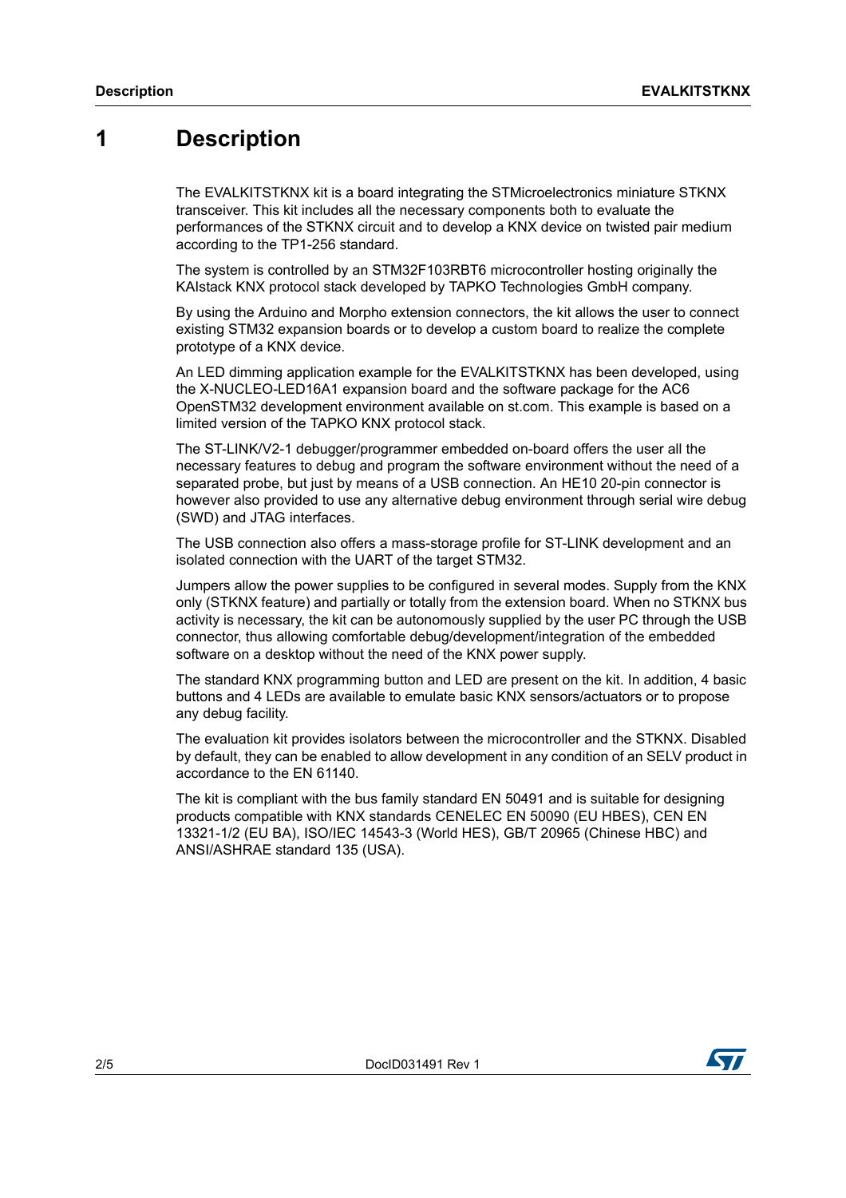# 1 Description

The EVALKITSTKNX kit is a board integrating the STMicroelectronics miniature STKNX transceiver. This kit includes all the necessary components both to evaluate the performances of the STKNX circuit and to develop a KNX device on twisted pair medium according to the TP1-256 standard.

The system is controlled by an STM32F103RBT6 microcontroller hosting originally the KAIstack KNX protocol stack developed by TAPKO Technologies GmbH company.

By using the Arduino and Morpho extension connectors, the kit allows the user to connect existing STM32 expansion boards or to develop a custom board to realize the complete prototype of a KNX device.

An LED dimming application example for the EVALKITSTKNX has been developed, using the X-NUCLEO-LED16A1 expansion board and the software package for the AC6 OpenSTM32 development environment available on st.com. This example is based on a limited version of the TAPKO KNX protocol stack.

The ST-LINK/V2-1 debugger/programmer embedded on-board offers the user all the necessary features to debug and program the software environment without the need of a separated probe, but just by means of a USB connection. An HE10 20-pin connector is however also provided to use any alternative debug environment through serial wire debug (SWD) and JTAG interfaces.

The USB connection also offers a mass-storage profile for ST-LINK development and an isolated connection with the UART of the target STM32.

Jumpers allow the power supplies to be configured in several modes. Supply from the KNX only (STKNX feature) and partially or totally from the extension board. When no STKNX bus activity is necessary, the kit can be autonomously supplied by the user PC through the USB connector, thus allowing comfortable debug/development/integration of the embedded software on a desktop without the need of the KNX power supply.

The standard KNX programming button and LED are present on the kit. In addition, 4 basic buttons and 4 LEDs are available to emulate basic KNX sensors/actuators or to propose any debug facility.

The evaluation kit provides isolators between the microcontroller and the STKNX. Disabled by default, they can be enabled to allow development in any condition of an SELV product in accordance to the EN 61140.

The kit is compliant with the bus family standard EN 50491 and is suitable for designing products compatible with KNX standards CENELEC EN 50090 (EU HBES), CEN EN 13321-1/2 (EU BA), ISO/IEC 14543-3 (World HES), GB/T 20965 (Chinese HBC) and ANSI/ASHRAE standard 135 (USA).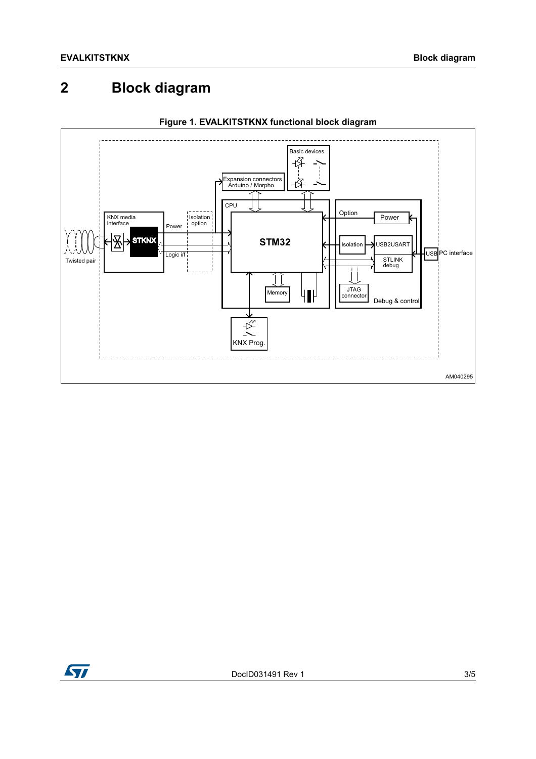# 2 Block diagram

**Figure 1. EVALKITSTKNX functional block diagram**

Basic devices

Expansion connectors Arduino / Morpho

CPU

KNX media interface

Power

Isolation option

STKNX

STM32

Logic i/f

Twisted pair

Option

Power

Isolation

USB2USART

STLINK debug

USB

PC interface

JTAG connector

Debug & control

Memory

KNX Prog.

AM040295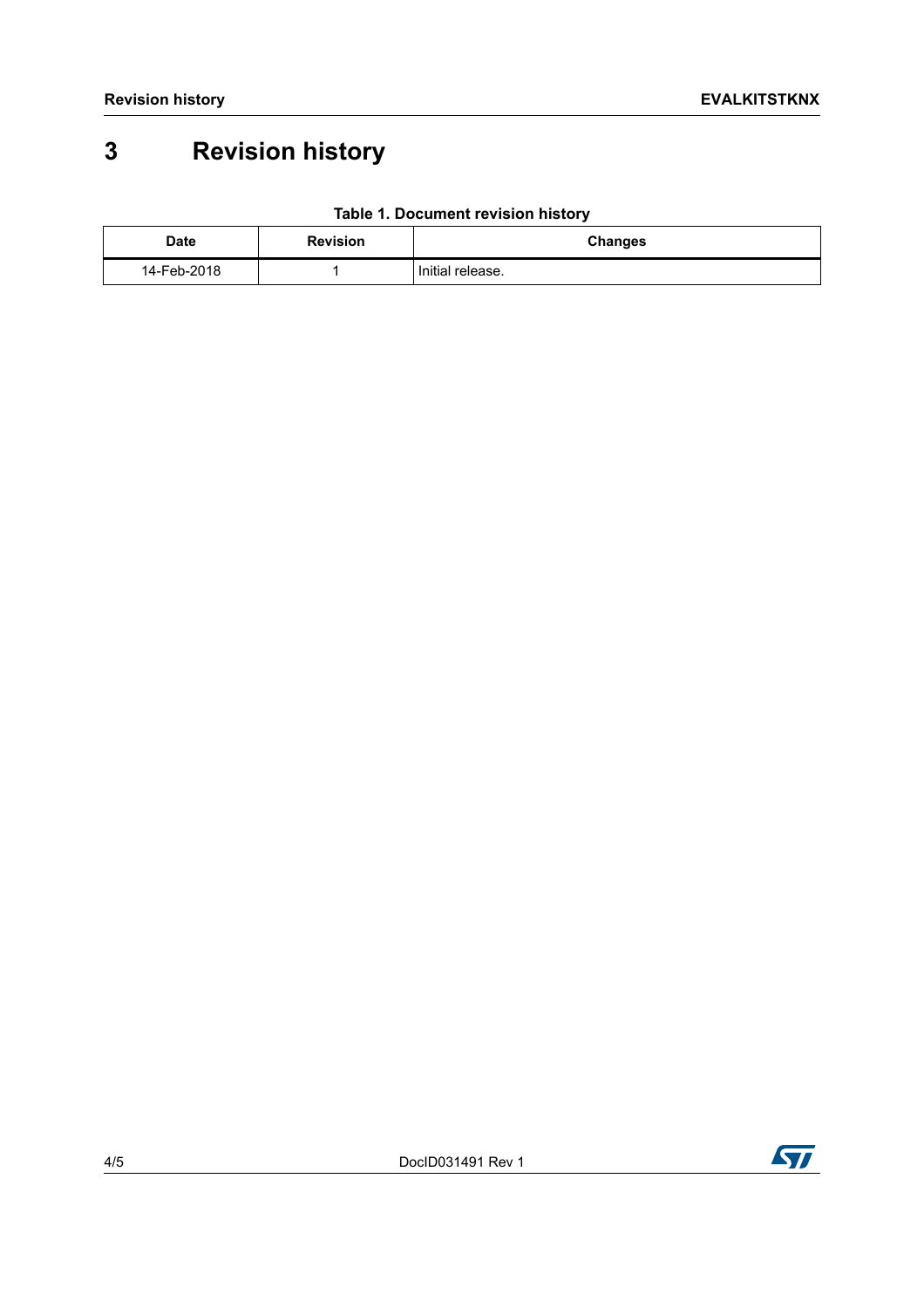# 3 Revision history

**Table 1. Document revision history**

| Date | Revision | Changes |
|---|---|---|
| 14-Feb-2018 | 1 | Initial release. |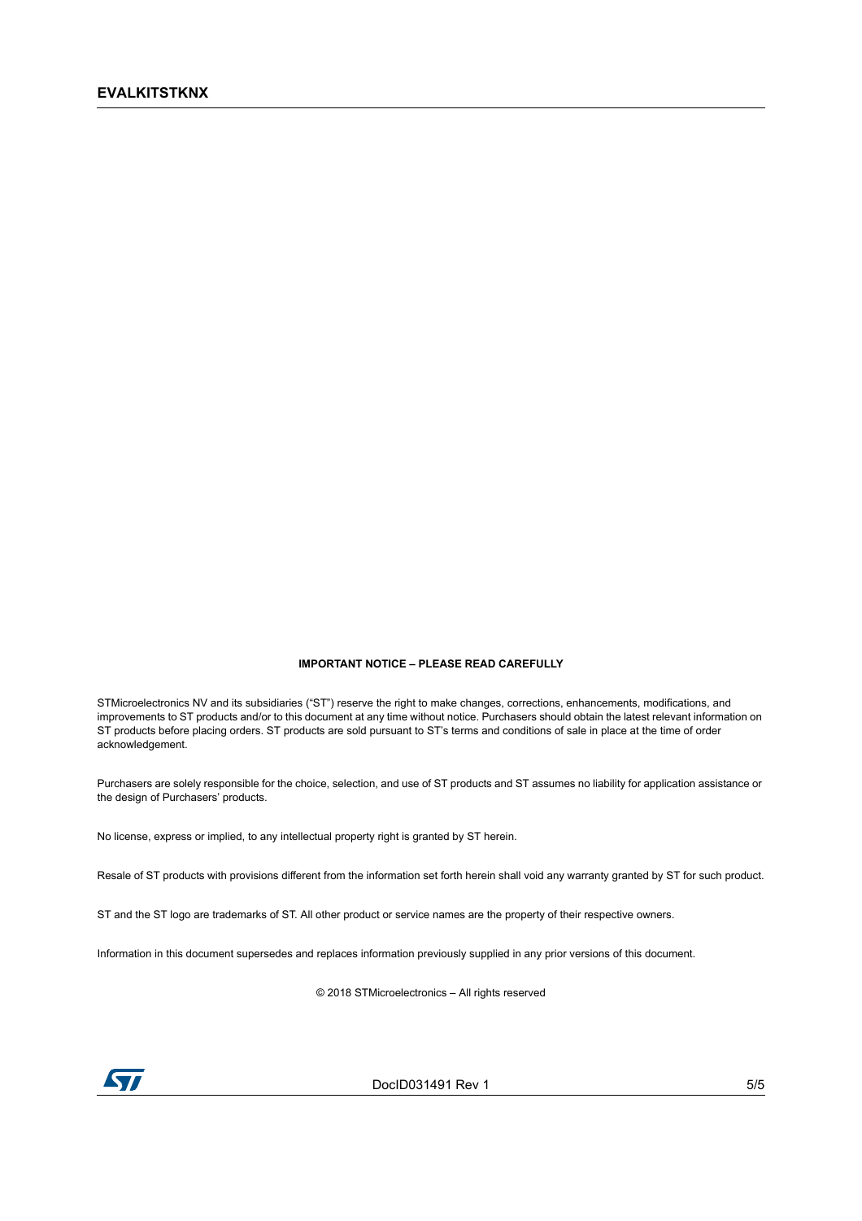**IMPORTANT NOTICE – PLEASE READ CAREFULLY**

STMicroelectronics NV and its subsidiaries (“ST”) reserve the right to make changes, corrections, enhancements, modifications, and improvements to ST products and/or to this document at any time without notice. Purchasers should obtain the latest relevant information on ST products before placing orders. ST products are sold pursuant to ST’s terms and conditions of sale in place at the time of order acknowledgement.

Purchasers are solely responsible for the choice, selection, and use of ST products and ST assumes no liability for application assistance or the design of Purchasers’ products.

No license, express or implied, to any intellectual property right is granted by ST herein.

Resale of ST products with provisions different from the information set forth herein shall void any warranty granted by ST for such product.

ST and the ST logo are trademarks of ST. All other product or service names are the property of their respective owners.

Information in this document supersedes and replaces information previously supplied in any prior versions of this document.

© 2018 STMicroelectronics – All rights reserved